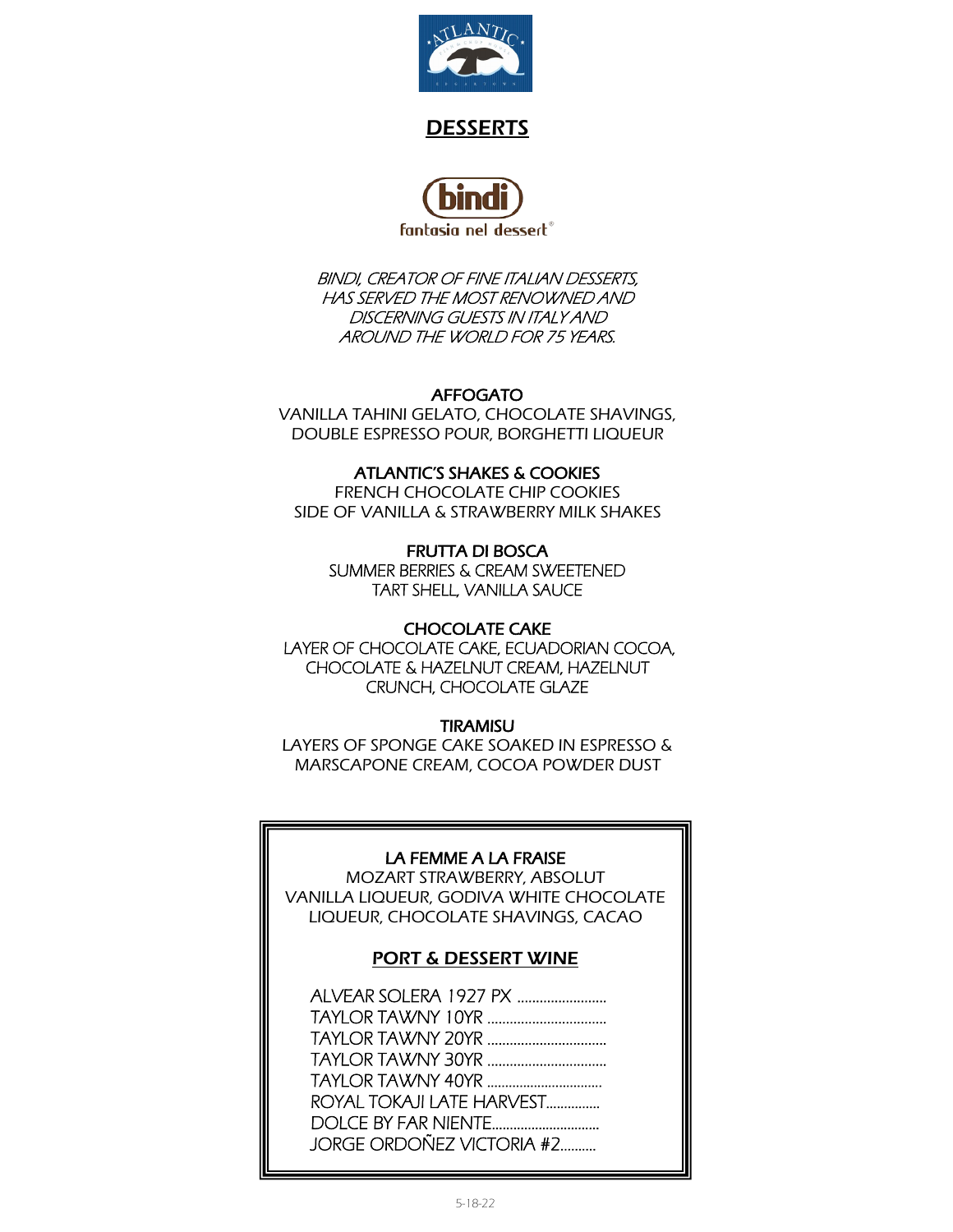# DESSERTS

**bindi**
fantasia nel dessert®

*BINDI, CREATOR OF FINE ITALIAN DESSERTS, HAS SERVED THE MOST RENOWNED AND DISCERNING GUESTS IN ITALY AND AROUND THE WORLD FOR 75 YEARS.*

### AFFOGATO
VANILLA TAHINI GELATO, CHOCOLATE SHAVINGS, DOUBLE ESPRESSO POUR, BORGHETTI LIQUEUR

### ATLANTIC'S SHAKES & COOKIES
FRENCH CHOCOLATE CHIP COOKIES
SIDE OF VANILLA & STRAWBERRY MILK SHAKES

### FRUTTA DI BOSCA
SUMMER BERRIES & CREAM SWEETENED TART SHELL, VANILLA SAUCE

### CHOCOLATE CAKE
LAYER OF CHOCOLATE CAKE, ECUADORIAN COCOA, CHOCOLATE & HAZELNUT CREAM, HAZELNUT CRUNCH, CHOCOLATE GLAZE

### TIRAMISU
LAYERS OF SPONGE CAKE SOAKED IN ESPRESSO & MARSCAPONE CREAM, COCOA POWDER DUST

### LA FEMME A LA FRAISE
MOZART STRAWBERRY, ABSOLUT VANILLA LIQUEUR, GODIVA WHITE CHOCOLATE LIQUEUR, CHOCOLATE SHAVINGS, CACAO

## PORT & DESSERT WINE

ALVEAR SOLERA 1927 PX ........................
TAYLOR TAWNY 10YR ................................
TAYLOR TAWNY 20YR ................................
TAYLOR TAWNY 30YR ................................
TAYLOR TAWNY 40YR ................................
ROYAL TOKAJI LATE HARVEST...............
DOLCE BY FAR NIENTE.............................
JORGE ORDOÑEZ VICTORIA #2..........

5-18-22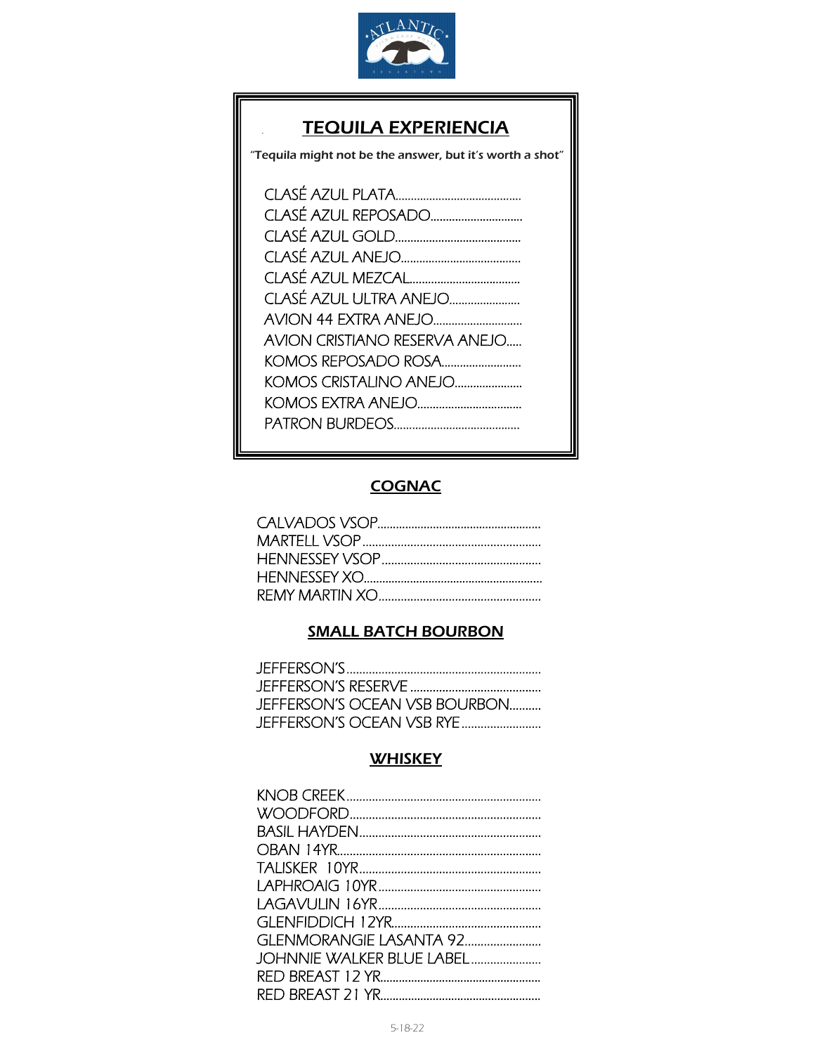## TEQUILA EXPERIENCIA

"Tequila might not be the answer, but it's worth a shot"

CLASÉ AZUL PLATA........................................
CLASÉ AZUL REPOSADO..............................
CLASÉ AZUL GOLD........................................
CLASÉ AZUL ANEJO......................................
CLASÉ AZUL MEZCAL...................................
CLASÉ AZUL ULTRA ANEJO.......................
AVION 44 EXTRA ANEJO............................
AVION CRISTIANO RESERVA ANEJO.....
KOMOS REPOSADO ROSA..........................
KOMOS CRISTALINO ANEJO......................
KOMOS EXTRA ANEJO.................................
PATRON BURDEOS........................................

## COGNAC

CALVADOS VSOP...................................................
MARTELL VSOP.......................................................
HENNESSEY VSOP.................................................
HENNESSEY XO.......................................................
REMY MARTIN XO..................................................

## SMALL BATCH BOURBON

JEFFERSON'S............................................................
JEFFERSON'S RESERVE........................................
JEFFERSON'S OCEAN VSB BOURBON..........
JEFFERSON'S OCEAN VSB RYE........................

## WHISKEY

KNOB CREEK............................................................
WOODFORD...........................................................
BASIL HAYDEN.........................................................
OBAN 14YR...............................................................
TALISKER 10YR.........................................................
LAPHROAIG 10YR..................................................
LAGAVULIN 16YR....................................................
GLENFIDDICH 12YR..............................................
GLENMORANGIE LASANTA 92......................
JOHNNIE WALKER BLUE LABEL.....................
RED BREAST 12 YR..................................................
RED BREAST 21 YR..................................................

5-18-22